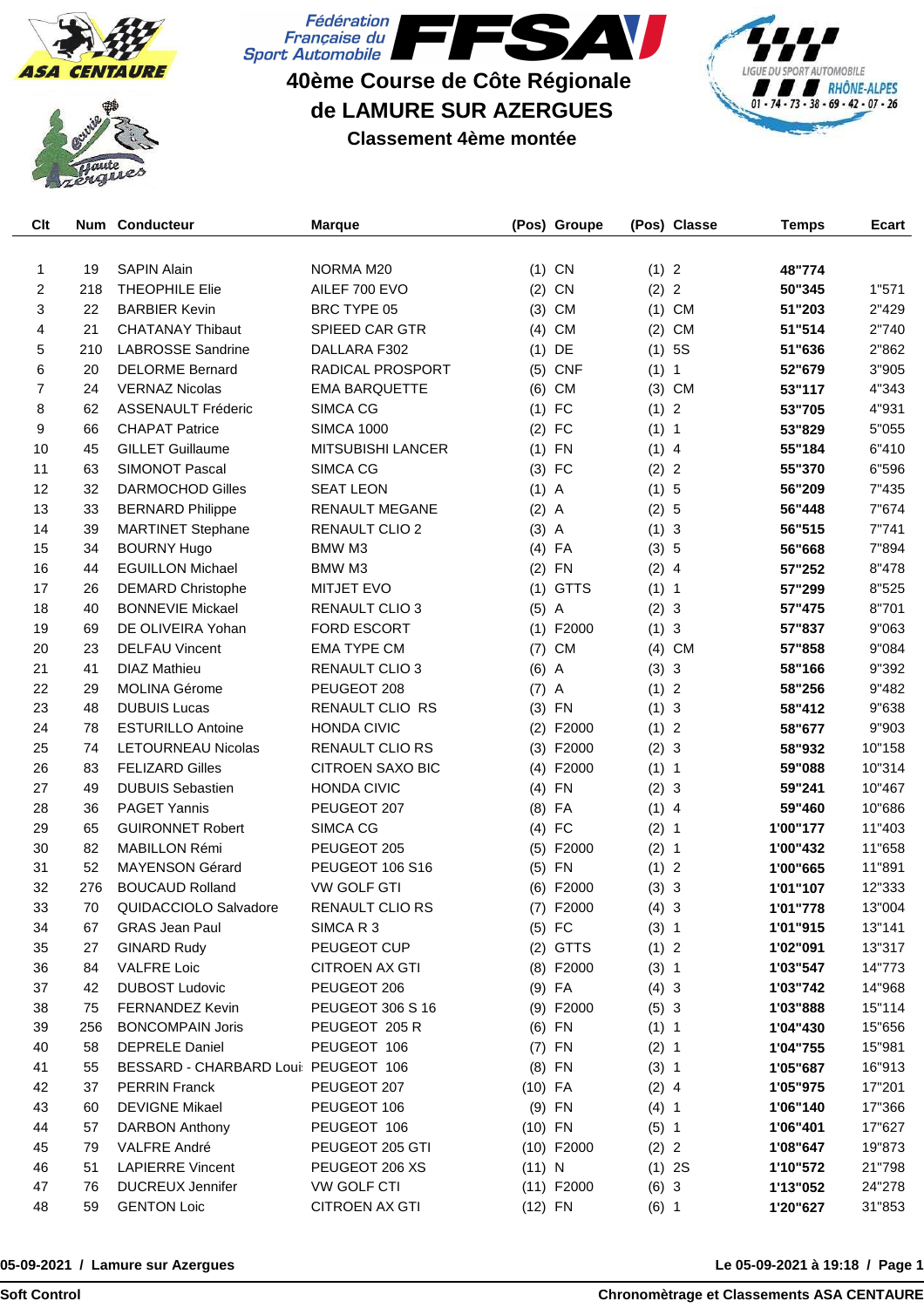Fédération Française du Sport Automobile

# 40ème Course de Côte Régionale de LAMURE SUR AZERGUES

## Classement 4ème montée

| Clt | Num | Conducteur | Marque | (Pos) | Groupe | (Pos) | Classe | Temps | Ecart |
|---|---|---|---|---|---|---|---|---|---|
| 1 | 19 | SAPIN Alain | NORMA M20 | (1) | CN | (1) | 2 | **48"774** | |
| 2 | 218 | THEOPHILE Elie | AILEF 700 EVO | (2) | CN | (2) | 2 | **50"345** | 1"571 |
| 3 | 22 | BARBIER Kevin | BRC TYPE 05 | (3) | CM | (1) | CM | **51"203** | 2"429 |
| 4 | 21 | CHATANAY Thibaut | SPIEED CAR GTR | (4) | CM | (2) | CM | **51"514** | 2"740 |
| 5 | 210 | LABROSSE Sandrine | DALLARA F302 | (1) | DE | (1) | 5S | **51"636** | 2"862 |
| 6 | 20 | DELORME Bernard | RADICAL PROSPORT | (5) | CNF | (1) | 1 | **52"679** | 3"905 |
| 7 | 24 | VERNAZ Nicolas | EMA BARQUETTE | (6) | CM | (3) | CM | **53"117** | 4"343 |
| 8 | 62 | ASSENAULT Fréderic | SIMCA CG | (1) | FC | (1) | 2 | **53"705** | 4"931 |
| 9 | 66 | CHAPAT Patrice | SIMCA 1000 | (2) | FC | (1) | 1 | **53"829** | 5"055 |
| 10 | 45 | GILLET Guillaume | MITSUBISHI LANCER | (1) | FN | (1) | 4 | **55"184** | 6"410 |
| 11 | 63 | SIMONOT Pascal | SIMCA CG | (3) | FC | (2) | 2 | **55"370** | 6"596 |
| 12 | 32 | DARMOCHOD Gilles | SEAT LEON | (1) | A | (1) | 5 | **56"209** | 7"435 |
| 13 | 33 | BERNARD Philippe | RENAULT MEGANE | (2) | A | (2) | 5 | **56"448** | 7"674 |
| 14 | 39 | MARTINET Stephane | RENAULT CLIO 2 | (3) | A | (1) | 3 | **56"515** | 7"741 |
| 15 | 34 | BOURNY Hugo | BMW M3 | (4) | FA | (3) | 5 | **56"668** | 7"894 |
| 16 | 44 | EGUILLON Michael | BMW M3 | (2) | FN | (2) | 4 | **57"252** | 8"478 |
| 17 | 26 | DEMARD Christophe | MITJET EVO | (1) | GTTS | (1) | 1 | **57"299** | 8"525 |
| 18 | 40 | BONNEVIE Mickael | RENAULT CLIO 3 | (5) | A | (2) | 3 | **57"475** | 8"701 |
| 19 | 69 | DE OLIVEIRA Yohan | FORD ESCORT | (1) | F2000 | (1) | 3 | **57"837** | 9"063 |
| 20 | 23 | DELFAU Vincent | EMA TYPE CM | (7) | CM | (4) | CM | **57"858** | 9"084 |
| 21 | 41 | DIAZ Mathieu | RENAULT CLIO 3 | (6) | A | (3) | 3 | **58"166** | 9"392 |
| 22 | 29 | MOLINA Gérome | PEUGEOT 208 | (7) | A | (1) | 2 | **58"256** | 9"482 |
| 23 | 48 | DUBUIS Lucas | RENAULT CLIO RS | (3) | FN | (1) | 3 | **58"412** | 9"638 |
| 24 | 78 | ESTURILLO Antoine | HONDA CIVIC | (2) | F2000 | (1) | 2 | **58"677** | 9"903 |
| 25 | 74 | LETOURNEAU Nicolas | RENAULT CLIO RS | (3) | F2000 | (2) | 3 | **58"932** | 10"158 |
| 26 | 83 | FELIZARD Gilles | CITROEN SAXO BIC | (4) | F2000 | (1) | 1 | **59"088** | 10"314 |
| 27 | 49 | DUBUIS Sebastien | HONDA CIVIC | (4) | FN | (2) | 3 | **59"241** | 10"467 |
| 28 | 36 | PAGET Yannis | PEUGEOT 207 | (8) | FA | (1) | 4 | **59"460** | 10"686 |
| 29 | 65 | GUIRONNET Robert | SIMCA CG | (4) | FC | (2) | 1 | **1'00"177** | 11"403 |
| 30 | 82 | MABILLON Rémi | PEUGEOT 205 | (5) | F2000 | (2) | 1 | **1'00"432** | 11"658 |
| 31 | 52 | MAYENSON Gérard | PEUGEOT 106 S16 | (5) | FN | (1) | 2 | **1'00"665** | 11"891 |
| 32 | 276 | BOUCAUD Rolland | VW GOLF GTI | (6) | F2000 | (3) | 3 | **1'01"107** | 12"333 |
| 33 | 70 | QUIDACCIOLO Salvadore | RENAULT CLIO RS | (7) | F2000 | (4) | 3 | **1'01"778** | 13"004 |
| 34 | 67 | GRAS Jean Paul | SIMCA R 3 | (5) | FC | (3) | 1 | **1'01"915** | 13"141 |
| 35 | 27 | GINARD Rudy | PEUGEOT CUP | (2) | GTTS | (1) | 2 | **1'02"091** | 13"317 |
| 36 | 84 | VALFRE Loic | CITROEN AX GTI | (8) | F2000 | (3) | 1 | **1'03"547** | 14"773 |
| 37 | 42 | DUBOST Ludovic | PEUGEOT 206 | (9) | FA | (4) | 3 | **1'03"742** | 14"968 |
| 38 | 75 | FERNANDEZ Kevin | PEUGEOT 306 S 16 | (9) | F2000 | (5) | 3 | **1'03"888** | 15"114 |
| 39 | 256 | BONCOMPAIN Joris | PEUGEOT 205 R | (6) | FN | (1) | 1 | **1'04"430** | 15"656 |
| 40 | 58 | DEPRELE Daniel | PEUGEOT 106 | (7) | FN | (2) | 1 | **1'04"755** | 15"981 |
| 41 | 55 | BESSARD - CHARBARD Loui | PEUGEOT 106 | (8) | FN | (3) | 1 | **1'05"687** | 16"913 |
| 42 | 37 | PERRIN Franck | PEUGEOT 207 | (10) | FA | (2) | 4 | **1'05"975** | 17"201 |
| 43 | 60 | DEVIGNE Mikael | PEUGEOT 106 | (9) | FN | (4) | 1 | **1'06"140** | 17"366 |
| 44 | 57 | DARBON Anthony | PEUGEOT 106 | (10) | FN | (5) | 1 | **1'06"401** | 17"627 |
| 45 | 79 | VALFRE André | PEUGEOT 205 GTI | (10) | F2000 | (2) | 2 | **1'08"647** | 19"873 |
| 46 | 51 | LAPIERRE Vincent | PEUGEOT 206 XS | (11) | N | (1) | 2S | **1'10"572** | 21"798 |
| 47 | 76 | DUCREUX Jennifer | VW GOLF CTI | (11) | F2000 | (6) | 3 | **1'13"052** | 24"278 |
| 48 | 59 | GENTON Loic | CITROEN AX GTI | (12) | FN | (6) | 1 | **1'20"627** | 31"853 |

**05-09-2021 / Lamure sur Azergues** — **Le 05-09-2021 à 19:18**

**Soft Control** — **Chronomètrage et Classements ASA CENTAURE**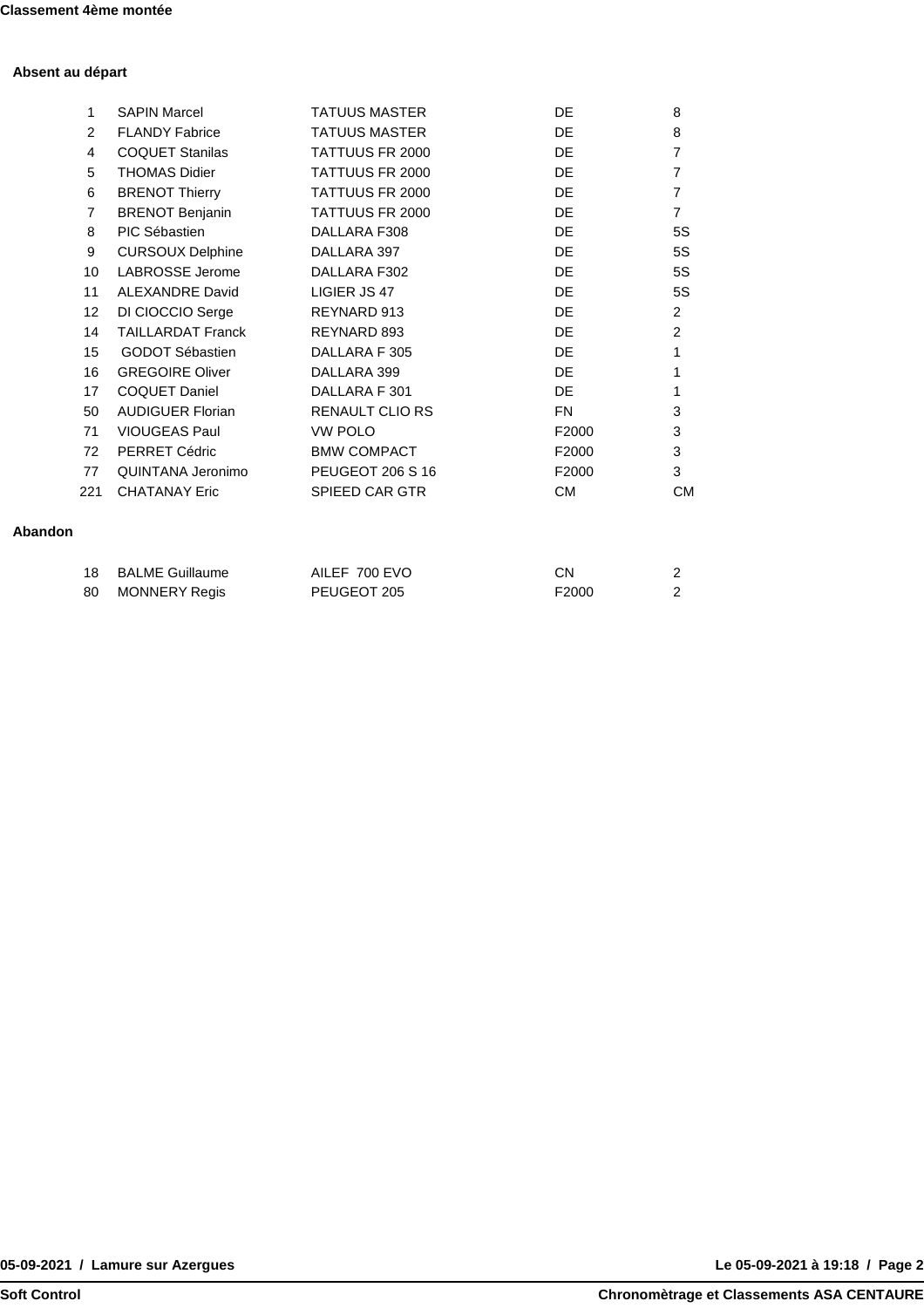**Classement 4ème montée**

**Absent au départ**

| | | | | |
|---|---|---|---|---|
| 1 | SAPIN Marcel | TATUUS MASTER | DE | 8 |
| 2 | FLANDY Fabrice | TATUUS MASTER | DE | 8 |
| 4 | COQUET Stanilas | TATTUUS FR 2000 | DE | 7 |
| 5 | THOMAS Didier | TATTUUS FR 2000 | DE | 7 |
| 6 | BRENOT Thierry | TATTUUS FR 2000 | DE | 7 |
| 7 | BRENOT Benjanin | TATTUUS FR 2000 | DE | 7 |
| 8 | PIC Sébastien | DALLARA F308 | DE | 5S |
| 9 | CURSOUX Delphine | DALLARA 397 | DE | 5S |
| 10 | LABROSSE Jerome | DALLARA F302 | DE | 5S |
| 11 | ALEXANDRE David | LIGIER JS 47 | DE | 5S |
| 12 | DI CIOCCIO Serge | REYNARD 913 | DE | 2 |
| 14 | TAILLARDAT Franck | REYNARD 893 | DE | 2 |
| 15 | GODOT Sébastien | DALLARA F 305 | DE | 1 |
| 16 | GREGOIRE Oliver | DALLARA 399 | DE | 1 |
| 17 | COQUET Daniel | DALLARA F 301 | DE | 1 |
| 50 | AUDIGUER Florian | RENAULT CLIO RS | FN | 3 |
| 71 | VIOUGEAS Paul | VW POLO | F2000 | 3 |
| 72 | PERRET Cédric | BMW COMPACT | F2000 | 3 |
| 77 | QUINTANA Jeronimo | PEUGEOT 206 S 16 | F2000 | 3 |
| 221 | CHATANAY Eric | SPIEED CAR GTR | CM | CM |

**Abandon**

| | | | | |
|---|---|---|---|---|
| 18 | BALME Guillaume | AILEF 700 EVO | CN | 2 |
| 80 | MONNERY Regis | PEUGEOT 205 | F2000 | 2 |

05-09-2021 / Lamure sur Azergues

Le 05-09-2021 à 19:18

Soft Control

Chronomètrage et Classements ASA CENTAURE